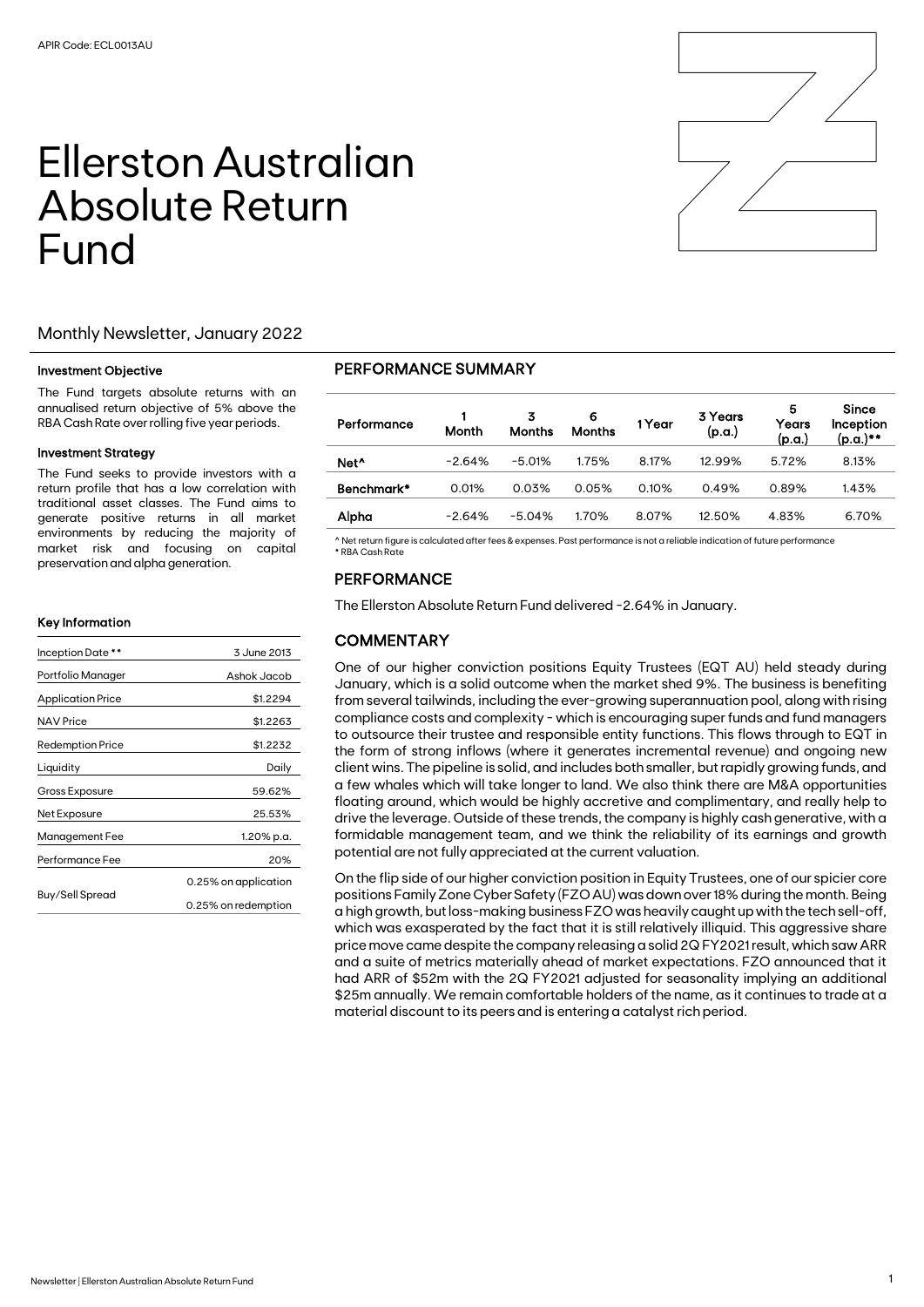APIR Code: ECL0013AU

# Ellerston Australian Absolute Return Fund

Monthly Newsletter, January 2022

#### Investment Objective

The Fund targets absolute returns with an annualised return objective of 5% above the RBA Cash Rate over rolling five year periods.

#### Investment Strategy

The Fund seeks to provide investors with a return profile that has a low correlation with traditional asset classes. The Fund aims to generate positive returns in all market environments by reducing the majority of market risk and focusing on capital preservation and alpha generation.

#### Key Information

| Key Information | |
|---|---|
| Inception Date ** | 3 June 2013 |
| Portfolio Manager | Ashok Jacob |
| Application Price | $1.2294 |
| NAV Price | $1.2263 |
| Redemption Price | $1.2232 |
| Liquidity | Daily |
| Gross Exposure | 59.62% |
| Net Exposure | 25.53% |
| Management Fee | 1.20% p.a. |
| Performance Fee | 20% |
| Buy/Sell Spread | 0.25% on application<br>0.25% on redemption |

## PERFORMANCE SUMMARY

| Performance | 1 Month | 3 Months | 6 Months | 1 Year | 3 Years (p.a.) | 5 Years (p.a.) | Since Inception (p.a.)** |
|---|---|---|---|---|---|---|---|
| Net^ | -2.64% | -5.01% | 1.75% | 8.17% | 12.99% | 5.72% | 8.13% |
| Benchmark* | 0.01% | 0.03% | 0.05% | 0.10% | 0.49% | 0.89% | 1.43% |
| Alpha | -2.64% | -5.04% | 1.70% | 8.07% | 12.50% | 4.83% | 6.70% |

^ Net return figure is calculated after fees & expenses. Past performance is not a reliable indication of future performance
* RBA Cash Rate

## PERFORMANCE

The Ellerston Absolute Return Fund delivered -2.64% in January.

## COMMENTARY

One of our higher conviction positions Equity Trustees (EQT AU) held steady during January, which is a solid outcome when the market shed 9%. The business is benefiting from several tailwinds, including the ever-growing superannuation pool, along with rising compliance costs and complexity - which is encouraging super funds and fund managers to outsource their trustee and responsible entity functions. This flows through to EQT in the form of strong inflows (where it generates incremental revenue) and ongoing new client wins. The pipeline is solid, and includes both smaller, but rapidly growing funds, and a few whales which will take longer to land. We also think there are M&A opportunities floating around, which would be highly accretive and complimentary, and really help to drive the leverage. Outside of these trends, the company is highly cash generative, with a formidable management team, and we think the reliability of its earnings and growth potential are not fully appreciated at the current valuation.

On the flip side of our higher conviction position in Equity Trustees, one of our spicier core positions Family Zone Cyber Safety (FZO AU) was down over 18% during the month. Being a high growth, but loss-making business FZO was heavily caught up with the tech sell-off, which was exasperated by the fact that it is still relatively illiquid. This aggressive share price move came despite the company releasing a solid 2Q FY2021 result, which saw ARR and a suite of metrics materially ahead of market expectations. FZO announced that it had ARR of $52m with the 2Q FY2021 adjusted for seasonality implying an additional $25m annually. We remain comfortable holders of the name, as it continues to trade at a material discount to its peers and is entering a catalyst rich period.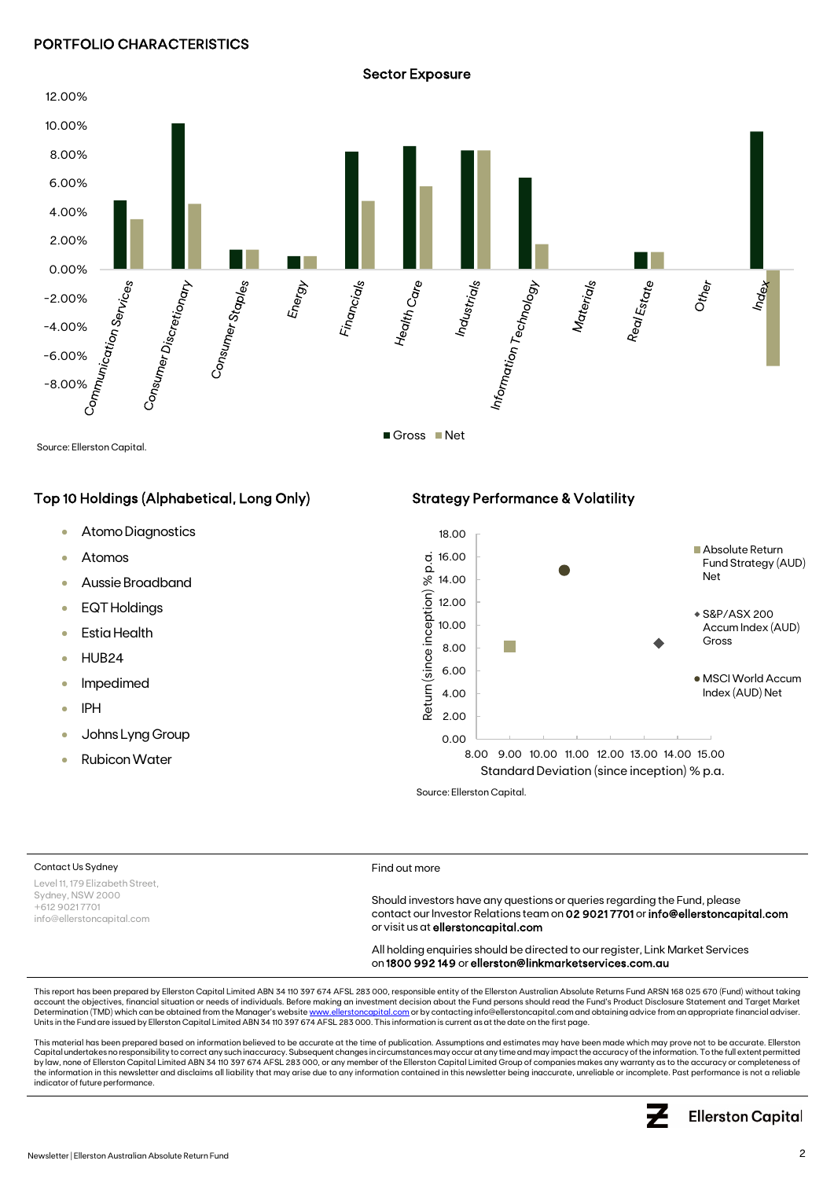## PORTFOLIO CHARACTERISTICS

### Sector Exposure

12.00%
10.00%
8.00%
6.00%
4.00%
2.00%
0.00%
-2.00%
-4.00%
-6.00%
-8.00%

Communication Services
Consumer Discretionary
Consumer Staples
Energy
Financials
Health Care
Industrials
Information Technology
Materials
Real Estate
Other
Index

Gross  Net

Source: Ellerston Capital.

### Top 10 Holdings (Alphabetical, Long Only)

- Atomo Diagnostics
- Atomos
- Aussie Broadband
- EQT Holdings
- Estia Health
- HUB24
- Impedimed
- IPH
- Johns Lyng Group
- Rubicon Water

### Strategy Performance & Volatility

Return (since inception) % p.a.

18.00
16.00
14.00
12.00
10.00
8.00
6.00
4.00
2.00
0.00

8.00 9.00 10.00 11.00 12.00 13.00 14.00 15.00

Standard Deviation (since inception) % p.a.

Absolute Return Fund Strategy (AUD) Net
S&P/ASX 200 Accum Index (AUD) Gross
MSCI World Accum Index (AUD) Net

Source: Ellerston Capital.

---

Contact Us Sydney

Level 11, 179 Elizabeth Street,
Sydney, NSW 2000
+612 9021 7701
info@ellerstoncapital.com

Find out more

Should investors have any questions or queries regarding the Fund, please contact our Investor Relations team on **02 9021 7701** or **info@ellerstoncapital.com** or visit us at **ellerstoncapital.com**

All holding enquiries should be directed to our register, Link Market Services on **1800 992 149** or **ellerston@linkmarketservices.com.au**

This report has been prepared by Ellerston Capital Limited ABN 34 110 397 674 AFSL 283 000, responsible entity of the Ellerston Australian Absolute Returns Fund ARSN 168 025 670 (Fund) without taking account the objectives, financial situation or needs of individuals. Before making an investment decision about the Fund persons should read the Fund's Product Disclosure Statement and Target Market Determination (TMD) which can be obtained from the Manager's website www.ellerstoncapital.com or by contacting info@ellerstoncapital.com and obtaining advice from an appropriate financial adviser. Units in the Fund are issued by Ellerston Capital Limited ABN 34 110 397 674 AFSL 283 000. This information is current as at the date on the first page.

This material has been prepared based on information believed to be accurate at the time of publication. Assumptions and estimates may have been made which may prove not to be accurate. Ellerston Capital undertakes no responsibility to correct any such inaccuracy. Subsequent changes in circumstances may occur at any time and may impact the accuracy of the information. To the full extent permitted by law, none of Ellerston Capital Limited ABN 34 110 397 674 AFSL 283 000, or any member of the Ellerston Capital Limited Group of companies makes any warranty as to the accuracy or completeness of the information in this newsletter and disclaims all liability that may arise due to any information contained in this newsletter being inaccurate, unreliable or incomplete. Past performance is not a reliable indicator of future performance.

Ellerston Capital